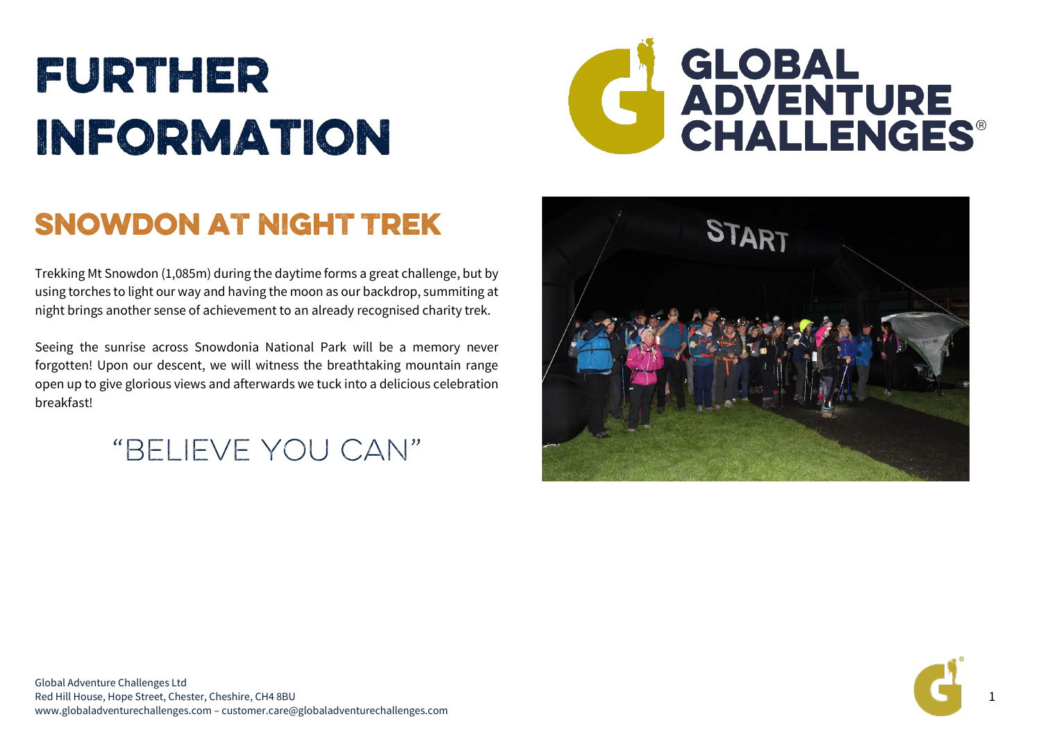# FURTHER INFORMATION

## SNOWDON AT NIGHT TREK

Trekking Mt Snowdon (1,085m) during the daytime forms a great challenge, but by using torches to light our way and having the moon as our backdrop, summiting at night brings another sense of achievement to an already recognised charity trek.

Seeing the sunrise across Snowdonia National Park will be a memory never forgotten! Upon our descent, we will witness the breathtaking mountain range open up to give glorious views and afterwards we tuck into a delicious celebration breakfast!

"BELIEVE YOU CAN"

Global Adventure Challenges Ltd
Red Hill House, Hope Street, Chester, Cheshire, CH4 8BU
www.globaladventurechallenges.com – customer.care@globaladventurechallenges.com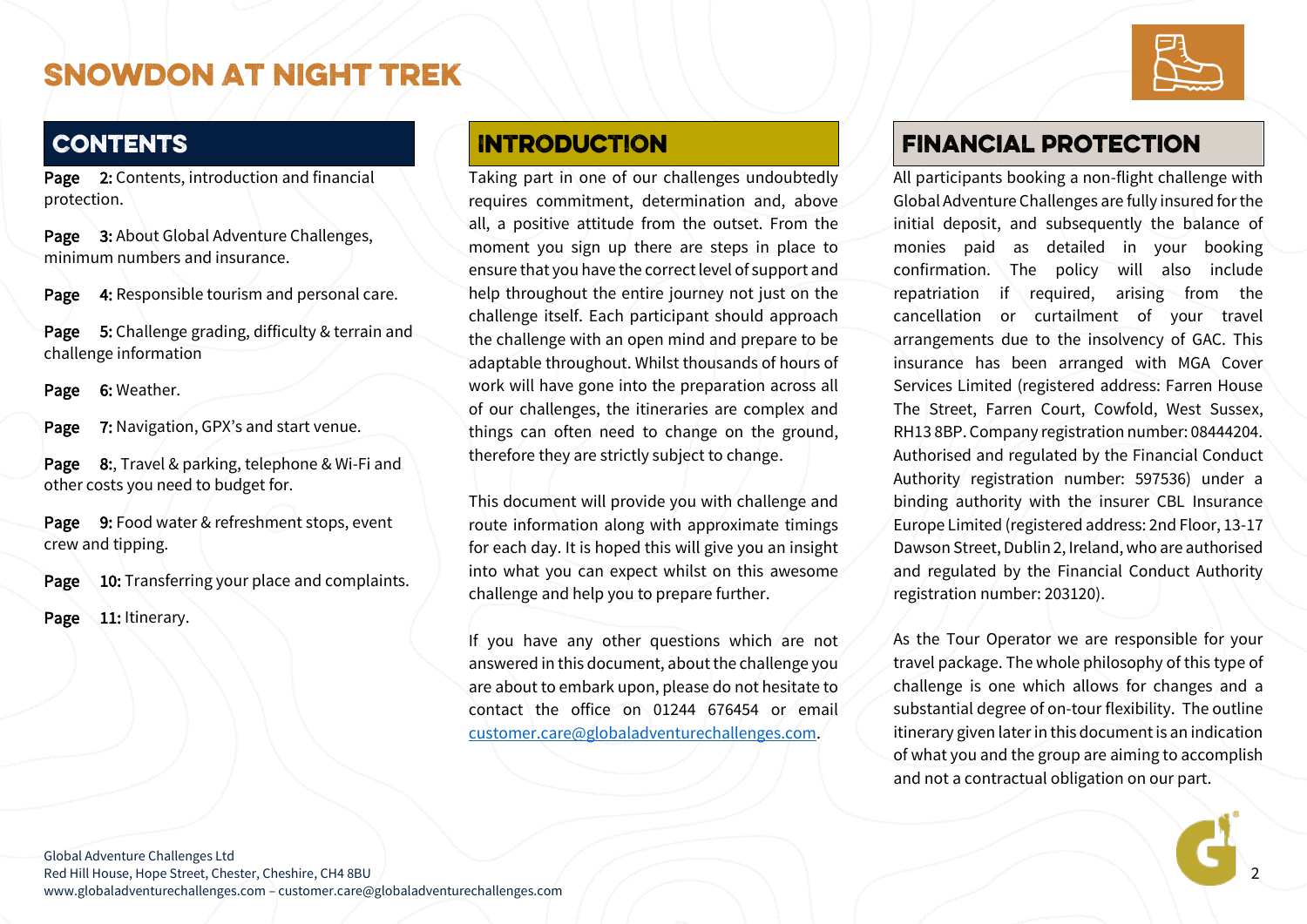# SNOWDON AT NIGHT TREK

## CONTENTS

**Page 2:** Contents, introduction and financial protection.

**Page 3:** About Global Adventure Challenges, minimum numbers and insurance.

**Page 4:** Responsible tourism and personal care.

**Page 5:** Challenge grading, difficulty & terrain and challenge information

**Page 6:** Weather.

**Page 7:** Navigation, GPX's and start venue.

**Page 8:**, Travel & parking, telephone & Wi-Fi and other costs you need to budget for.

**Page 9:** Food water & refreshment stops, event crew and tipping.

**Page 10:** Transferring your place and complaints.

**Page 11:** Itinerary.

## INTRODUCTION

Taking part in one of our challenges undoubtedly requires commitment, determination and, above all, a positive attitude from the outset. From the moment you sign up there are steps in place to ensure that you have the correct level of support and help throughout the entire journey not just on the challenge itself. Each participant should approach the challenge with an open mind and prepare to be adaptable throughout. Whilst thousands of hours of work will have gone into the preparation across all of our challenges, the itineraries are complex and things can often need to change on the ground, therefore they are strictly subject to change.

This document will provide you with challenge and route information along with approximate timings for each day. It is hoped this will give you an insight into what you can expect whilst on this awesome challenge and help you to prepare further.

If you have any other questions which are not answered in this document, about the challenge you are about to embark upon, please do not hesitate to contact the office on 01244 676454 or email customer.care@globaladventurechallenges.com.

## FINANCIAL PROTECTION

All participants booking a non-flight challenge with Global Adventure Challenges are fully insured for the initial deposit, and subsequently the balance of monies paid as detailed in your booking confirmation. The policy will also include repatriation if required, arising from the cancellation or curtailment of your travel arrangements due to the insolvency of GAC. This insurance has been arranged with MGA Cover Services Limited (registered address: Farren House The Street, Farren Court, Cowfold, West Sussex, RH13 8BP. Company registration number: 08444204. Authorised and regulated by the Financial Conduct Authority registration number: 597536) under a binding authority with the insurer CBL Insurance Europe Limited (registered address: 2nd Floor, 13-17 Dawson Street, Dublin 2, Ireland, who are authorised and regulated by the Financial Conduct Authority registration number: 203120).

As the Tour Operator we are responsible for your travel package. The whole philosophy of this type of challenge is one which allows for changes and a substantial degree of on-tour flexibility. The outline itinerary given later in this document is an indication of what you and the group are aiming to accomplish and not a contractual obligation on our part.

Global Adventure Challenges Ltd
Red Hill House, Hope Street, Chester, Cheshire, CH4 8BU
www.globaladventurechallenges.com – customer.care@globaladventurechallenges.com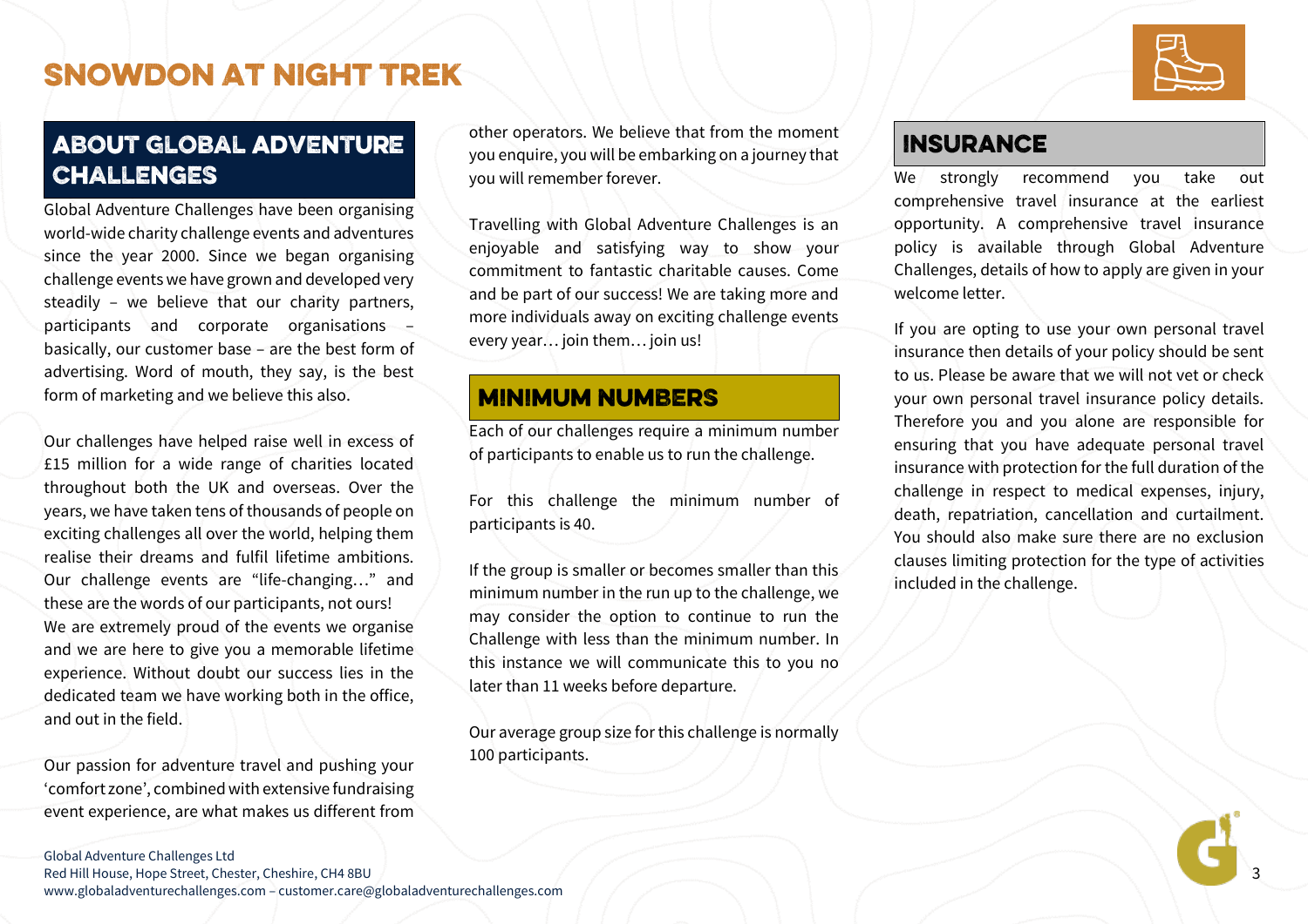# SNOWDON AT NIGHT TREK

## ABOUT GLOBAL ADVENTURE CHALLENGES

Global Adventure Challenges have been organising world-wide charity challenge events and adventures since the year 2000. Since we began organising challenge events we have grown and developed very steadily – we believe that our charity partners, participants and corporate organisations – basically, our customer base – are the best form of advertising. Word of mouth, they say, is the best form of marketing and we believe this also.

Our challenges have helped raise well in excess of £15 million for a wide range of charities located throughout both the UK and overseas. Over the years, we have taken tens of thousands of people on exciting challenges all over the world, helping them realise their dreams and fulfil lifetime ambitions. Our challenge events are "life-changing…" and these are the words of our participants, not ours! We are extremely proud of the events we organise and we are here to give you a memorable lifetime experience. Without doubt our success lies in the dedicated team we have working both in the office, and out in the field.

Our passion for adventure travel and pushing your 'comfort zone', combined with extensive fundraising event experience, are what makes us different from other operators. We believe that from the moment you enquire, you will be embarking on a journey that you will remember forever.

Travelling with Global Adventure Challenges is an enjoyable and satisfying way to show your commitment to fantastic charitable causes. Come and be part of our success! We are taking more and more individuals away on exciting challenge events every year… join them… join us!

## MINIMUM NUMBERS

Each of our challenges require a minimum number of participants to enable us to run the challenge.

For this challenge the minimum number of participants is 40.

If the group is smaller or becomes smaller than this minimum number in the run up to the challenge, we may consider the option to continue to run the Challenge with less than the minimum number. In this instance we will communicate this to you no later than 11 weeks before departure.

Our average group size for this challenge is normally 100 participants.

## INSURANCE

We strongly recommend you take out comprehensive travel insurance at the earliest opportunity. A comprehensive travel insurance policy is available through Global Adventure Challenges, details of how to apply are given in your welcome letter.

If you are opting to use your own personal travel insurance then details of your policy should be sent to us. Please be aware that we will not vet or check your own personal travel insurance policy details. Therefore you and you alone are responsible for ensuring that you have adequate personal travel insurance with protection for the full duration of the challenge in respect to medical expenses, injury, death, repatriation, cancellation and curtailment. You should also make sure there are no exclusion clauses limiting protection for the type of activities included in the challenge.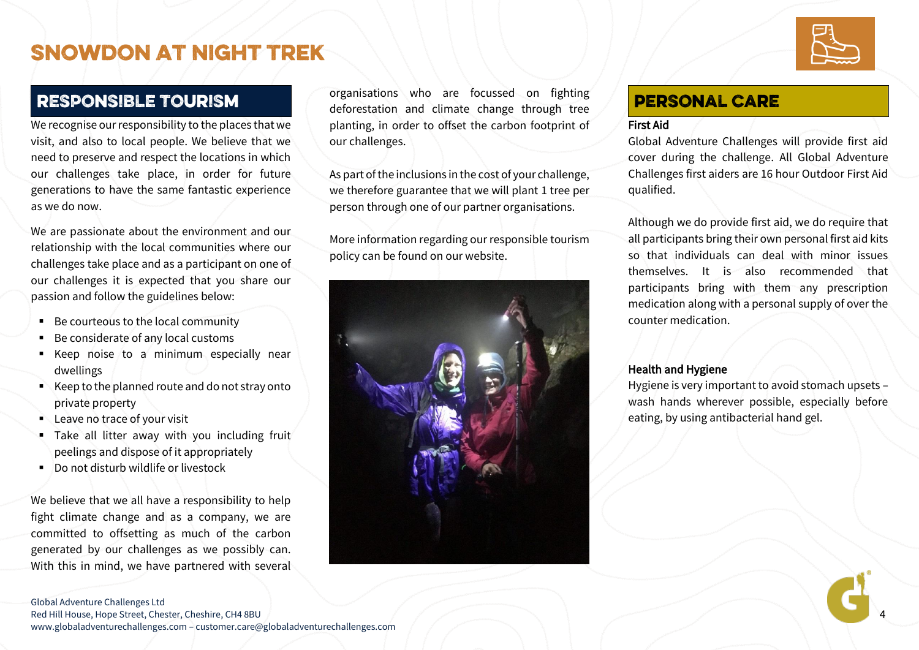# SNOWDON AT NIGHT TREK

## RESPONSIBLE TOURISM

We recognise our responsibility to the places that we visit, and also to local people. We believe that we need to preserve and respect the locations in which our challenges take place, in order for future generations to have the same fantastic experience as we do now.

We are passionate about the environment and our relationship with the local communities where our challenges take place and as a participant on one of our challenges it is expected that you share our passion and follow the guidelines below:

- Be courteous to the local community
- Be considerate of any local customs
- Keep noise to a minimum especially near dwellings
- Keep to the planned route and do not stray onto private property
- Leave no trace of your visit
- Take all litter away with you including fruit peelings and dispose of it appropriately
- Do not disturb wildlife or livestock

We believe that we all have a responsibility to help fight climate change and as a company, we are committed to offsetting as much of the carbon generated by our challenges as we possibly can. With this in mind, we have partnered with several organisations who are focussed on fighting deforestation and climate change through tree planting, in order to offset the carbon footprint of our challenges.

As part of the inclusions in the cost of your challenge, we therefore guarantee that we will plant 1 tree per person through one of our partner organisations.

More information regarding our responsible tourism policy can be found on our website.

## PERSONAL CARE

### First Aid

Global Adventure Challenges will provide first aid cover during the challenge. All Global Adventure Challenges first aiders are 16 hour Outdoor First Aid qualified.

Although we do provide first aid, we do require that all participants bring their own personal first aid kits so that individuals can deal with minor issues themselves. It is also recommended that participants bring with them any prescription medication along with a personal supply of over the counter medication.

### Health and Hygiene

Hygiene is very important to avoid stomach upsets – wash hands wherever possible, especially before eating, by using antibacterial hand gel.

Global Adventure Challenges Ltd
Red Hill House, Hope Street, Chester, Cheshire, CH4 8BU
www.globaladventurechallenges.com – customer.care@globaladventurechallenges.com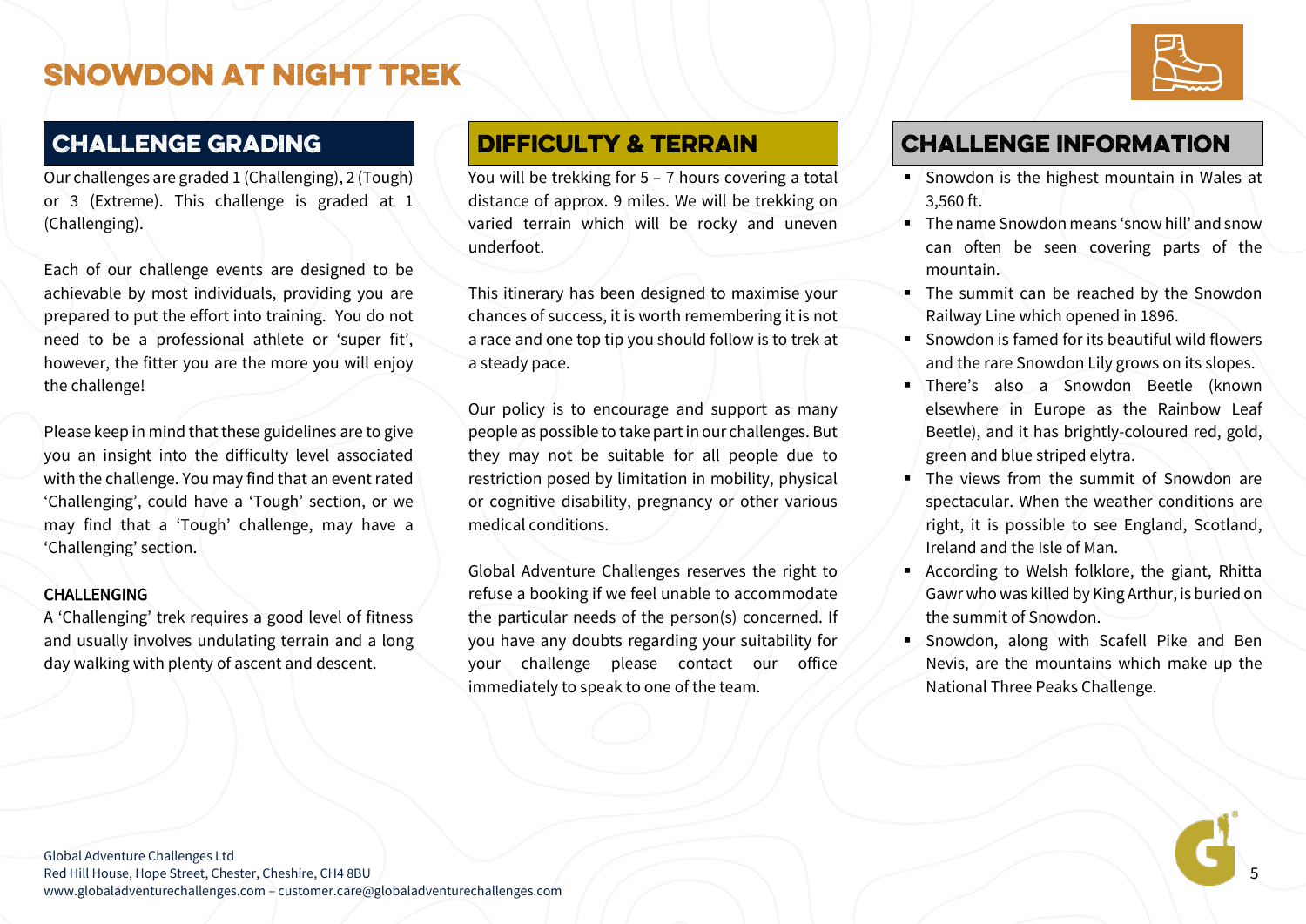# SNOWDON AT NIGHT TREK

## CHALLENGE GRADING

Our challenges are graded 1 (Challenging), 2 (Tough) or 3 (Extreme). This challenge is graded at 1 (Challenging).

Each of our challenge events are designed to be achievable by most individuals, providing you are prepared to put the effort into training. You do not need to be a professional athlete or 'super fit', however, the fitter you are the more you will enjoy the challenge!

Please keep in mind that these guidelines are to give you an insight into the difficulty level associated with the challenge. You may find that an event rated 'Challenging', could have a 'Tough' section, or we may find that a 'Tough' challenge, may have a 'Challenging' section.

### CHALLENGING

A 'Challenging' trek requires a good level of fitness and usually involves undulating terrain and a long day walking with plenty of ascent and descent.

## DIFFICULTY & TERRAIN

You will be trekking for 5 – 7 hours covering a total distance of approx. 9 miles. We will be trekking on varied terrain which will be rocky and uneven underfoot.

This itinerary has been designed to maximise your chances of success, it is worth remembering it is not a race and one top tip you should follow is to trek at a steady pace.

Our policy is to encourage and support as many people as possible to take part in our challenges. But they may not be suitable for all people due to restriction posed by limitation in mobility, physical or cognitive disability, pregnancy or other various medical conditions.

Global Adventure Challenges reserves the right to refuse a booking if we feel unable to accommodate the particular needs of the person(s) concerned. If you have any doubts regarding your suitability for your challenge please contact our office immediately to speak to one of the team.

## CHALLENGE INFORMATION

- Snowdon is the highest mountain in Wales at 3,560 ft.
- The name Snowdon means 'snow hill' and snow can often be seen covering parts of the mountain.
- The summit can be reached by the Snowdon Railway Line which opened in 1896.
- Snowdon is famed for its beautiful wild flowers and the rare Snowdon Lily grows on its slopes.
- There's also a Snowdon Beetle (known elsewhere in Europe as the Rainbow Leaf Beetle), and it has brightly-coloured red, gold, green and blue striped elytra.
- The views from the summit of Snowdon are spectacular. When the weather conditions are right, it is possible to see England, Scotland, Ireland and the Isle of Man.
- According to Welsh folklore, the giant, Rhitta Gawr who was killed by King Arthur, is buried on the summit of Snowdon.
- Snowdon, along with Scafell Pike and Ben Nevis, are the mountains which make up the National Three Peaks Challenge.

Global Adventure Challenges Ltd
Red Hill House, Hope Street, Chester, Cheshire, CH4 8BU
www.globaladventurechallenges.com – customer.care@globaladventurechallenges.com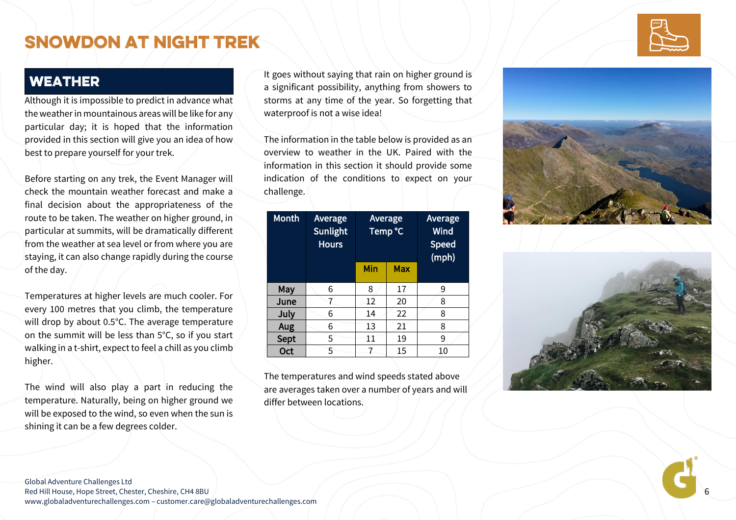# SNOWDON AT NIGHT TREK

## WEATHER

Although it is impossible to predict in advance what the weather in mountainous areas will be like for any particular day; it is hoped that the information provided in this section will give you an idea of how best to prepare yourself for your trek.

Before starting on any trek, the Event Manager will check the mountain weather forecast and make a final decision about the appropriateness of the route to be taken. The weather on higher ground, in particular at summits, will be dramatically different from the weather at sea level or from where you are staying, it can also change rapidly during the course of the day.

Temperatures at higher levels are much cooler. For every 100 metres that you climb, the temperature will drop by about 0.5°C. The average temperature on the summit will be less than 5°C, so if you start walking in a t-shirt, expect to feel a chill as you climb higher.

The wind will also play a part in reducing the temperature. Naturally, being on higher ground we will be exposed to the wind, so even when the sun is shining it can be a few degrees colder.

It goes without saying that rain on higher ground is a significant possibility, anything from showers to storms at any time of the year. So forgetting that waterproof is not a wise idea!

The information in the table below is provided as an overview to weather in the UK. Paired with the information in this section it should provide some indication of the conditions to expect on your challenge.

| Month | Average Sunlight Hours | Average Temp °C | | Average Wind Speed (mph) |
|---|---|---|---|---|
| | | Min | Max | |
| May | 6 | 8 | 17 | 9 |
| June | 7 | 12 | 20 | 8 |
| July | 6 | 14 | 22 | 8 |
| Aug | 6 | 13 | 21 | 8 |
| Sept | 5 | 11 | 19 | 9 |
| Oct | 5 | 7 | 15 | 10 |

The temperatures and wind speeds stated above are averages taken over a number of years and will differ between locations.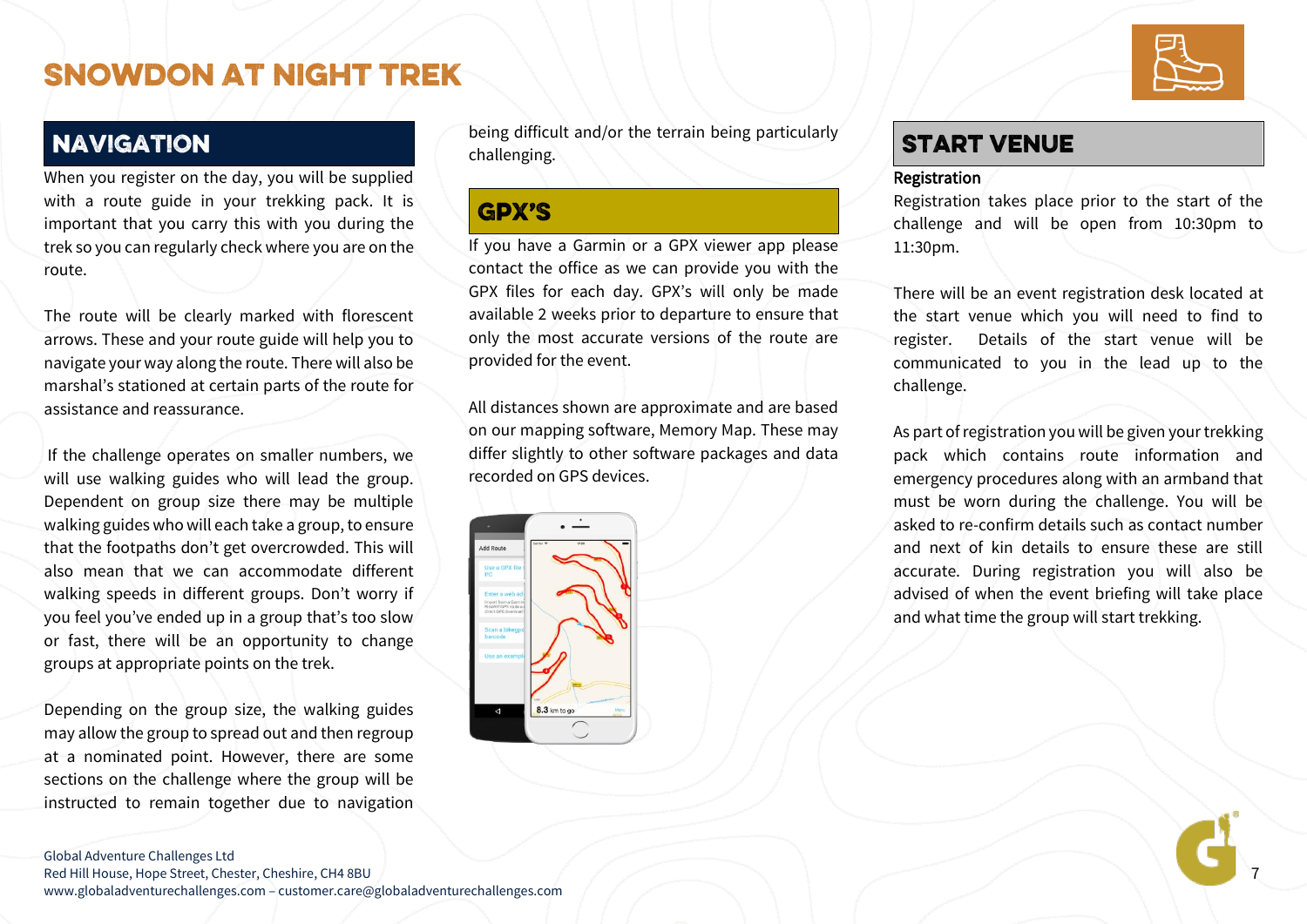# SNOWDON AT NIGHT TREK

## NAVIGATION

When you register on the day, you will be supplied with a route guide in your trekking pack. It is important that you carry this with you during the trek so you can regularly check where you are on the route.

The route will be clearly marked with florescent arrows. These and your route guide will help you to navigate your way along the route. There will also be marshal's stationed at certain parts of the route for assistance and reassurance.

If the challenge operates on smaller numbers, we will use walking guides who will lead the group. Dependent on group size there may be multiple walking guides who will each take a group, to ensure that the footpaths don't get overcrowded. This will also mean that we can accommodate different walking speeds in different groups. Don't worry if you feel you've ended up in a group that's too slow or fast, there will be an opportunity to change groups at appropriate points on the trek.

Depending on the group size, the walking guides may allow the group to spread out and then regroup at a nominated point. However, there are some sections on the challenge where the group will be instructed to remain together due to navigation being difficult and/or the terrain being particularly challenging.

## GPX'S

If you have a Garmin or a GPX viewer app please contact the office as we can provide you with the GPX files for each day. GPX's will only be made available 2 weeks prior to departure to ensure that only the most accurate versions of the route are provided for the event.

All distances shown are approximate and are based on our mapping software, Memory Map. These may differ slightly to other software packages and data recorded on GPS devices.

## START VENUE

**Registration**

Registration takes place prior to the start of the challenge and will be open from 10:30pm to 11:30pm.

There will be an event registration desk located at the start venue which you will need to find to register. Details of the start venue will be communicated to you in the lead up to the challenge.

As part of registration you will be given your trekking pack which contains route information and emergency procedures along with an armband that must be worn during the challenge. You will be asked to re-confirm details such as contact number and next of kin details to ensure these are still accurate. During registration you will also be advised of when the event briefing will take place and what time the group will start trekking.

Global Adventure Challenges Ltd
Red Hill House, Hope Street, Chester, Cheshire, CH4 8BU
www.globaladventurechallenges.com – customer.care@globaladventurechallenges.com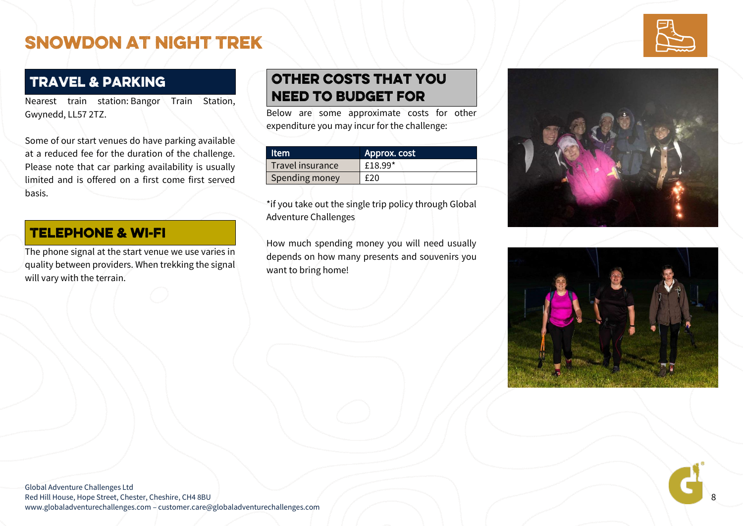# SNOWDON AT NIGHT TREK

## TRAVEL & PARKING

Nearest train station: Bangor Train Station, Gwynedd, LL57 2TZ.

Some of our start venues do have parking available at a reduced fee for the duration of the challenge. Please note that car parking availability is usually limited and is offered on a first come first served basis.

## TELEPHONE & WI-FI

The phone signal at the start venue we use varies in quality between providers. When trekking the signal will vary with the terrain.

## OTHER COSTS THAT YOU NEED TO BUDGET FOR

Below are some approximate costs for other expenditure you may incur for the challenge:

| Item | Approx. cost |
|---|---|
| Travel insurance | £18.99* |
| Spending money | £20 |

*if you take out the single trip policy through Global Adventure Challenges

How much spending money you will need usually depends on how many presents and souvenirs you want to bring home!

Global Adventure Challenges Ltd
Red Hill House, Hope Street, Chester, Cheshire, CH4 8BU
www.globaladventurechallenges.com – customer.care@globaladventurechallenges.com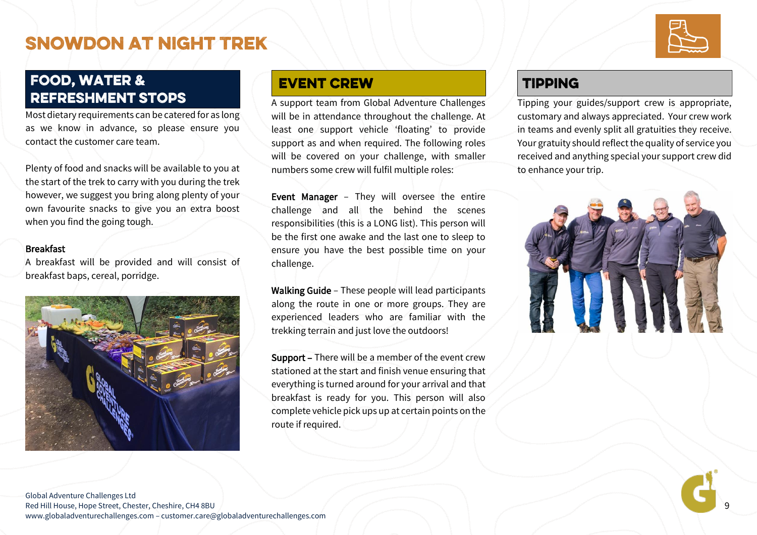# SNOWDON AT NIGHT TREK

## FOOD, WATER & REFRESHMENT STOPS

Most dietary requirements can be catered for as long as we know in advance, so please ensure you contact the customer care team.

Plenty of food and snacks will be available to you at the start of the trek to carry with you during the trek however, we suggest you bring along plenty of your own favourite snacks to give you an extra boost when you find the going tough.

**Breakfast**

A breakfast will be provided and will consist of breakfast baps, cereal, porridge.

## EVENT CREW

A support team from Global Adventure Challenges will be in attendance throughout the challenge. At least one support vehicle 'floating' to provide support as and when required. The following roles will be covered on your challenge, with smaller numbers some crew will fulfil multiple roles:

**Event Manager** – They will oversee the entire challenge and all the behind the scenes responsibilities (this is a LONG list). This person will be the first one awake and the last one to sleep to ensure you have the best possible time on your challenge.

**Walking Guide** – These people will lead participants along the route in one or more groups. They are experienced leaders who are familiar with the trekking terrain and just love the outdoors!

**Support** – There will be a member of the event crew stationed at the start and finish venue ensuring that everything is turned around for your arrival and that breakfast is ready for you. This person will also complete vehicle pick ups at certain points on the route if required.

## TIPPING

Tipping your guides/support crew is appropriate, customary and always appreciated. Your crew work in teams and evenly split all gratuities they receive. Your gratuity should reflect the quality of service you received and anything special your support crew did to enhance your trip.

Global Adventure Challenges Ltd
Red Hill House, Hope Street, Chester, Cheshire, CH4 8BU
www.globaladventurechallenges.com – customer.care@globaladventurechallenges.com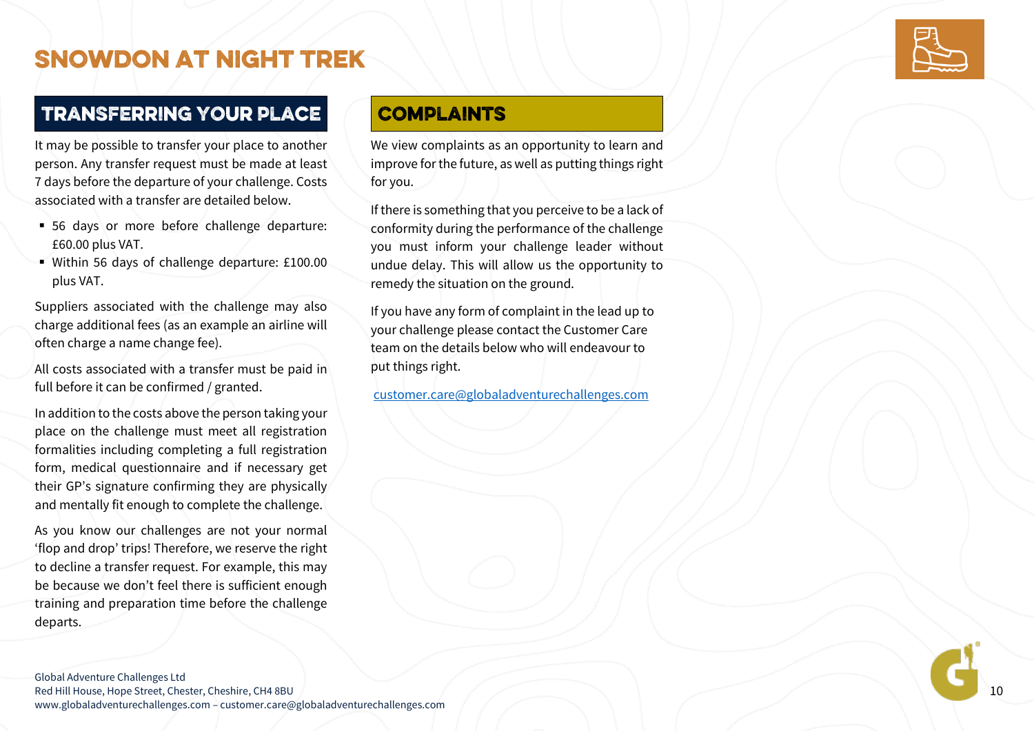# SNOWDON AT NIGHT TREK

## TRANSFERRING YOUR PLACE

It may be possible to transfer your place to another person. Any transfer request must be made at least 7 days before the departure of your challenge. Costs associated with a transfer are detailed below.

- 56 days or more before challenge departure: £60.00 plus VAT.
- Within 56 days of challenge departure: £100.00 plus VAT.

Suppliers associated with the challenge may also charge additional fees (as an example an airline will often charge a name change fee).

All costs associated with a transfer must be paid in full before it can be confirmed / granted.

In addition to the costs above the person taking your place on the challenge must meet all registration formalities including completing a full registration form, medical questionnaire and if necessary get their GP's signature confirming they are physically and mentally fit enough to complete the challenge.

As you know our challenges are not your normal 'flop and drop' trips! Therefore, we reserve the right to decline a transfer request. For example, this may be because we don't feel there is sufficient enough training and preparation time before the challenge departs.

## COMPLAINTS

We view complaints as an opportunity to learn and improve for the future, as well as putting things right for you.

If there is something that you perceive to be a lack of conformity during the performance of the challenge you must inform your challenge leader without undue delay. This will allow us the opportunity to remedy the situation on the ground.

If you have any form of complaint in the lead up to your challenge please contact the Customer Care team on the details below who will endeavour to put things right.

customer.care@globaladventurechallenges.com

Global Adventure Challenges Ltd
Red Hill House, Hope Street, Chester, Cheshire, CH4 8BU
www.globaladventurechallenges.com – customer.care@globaladventurechallenges.com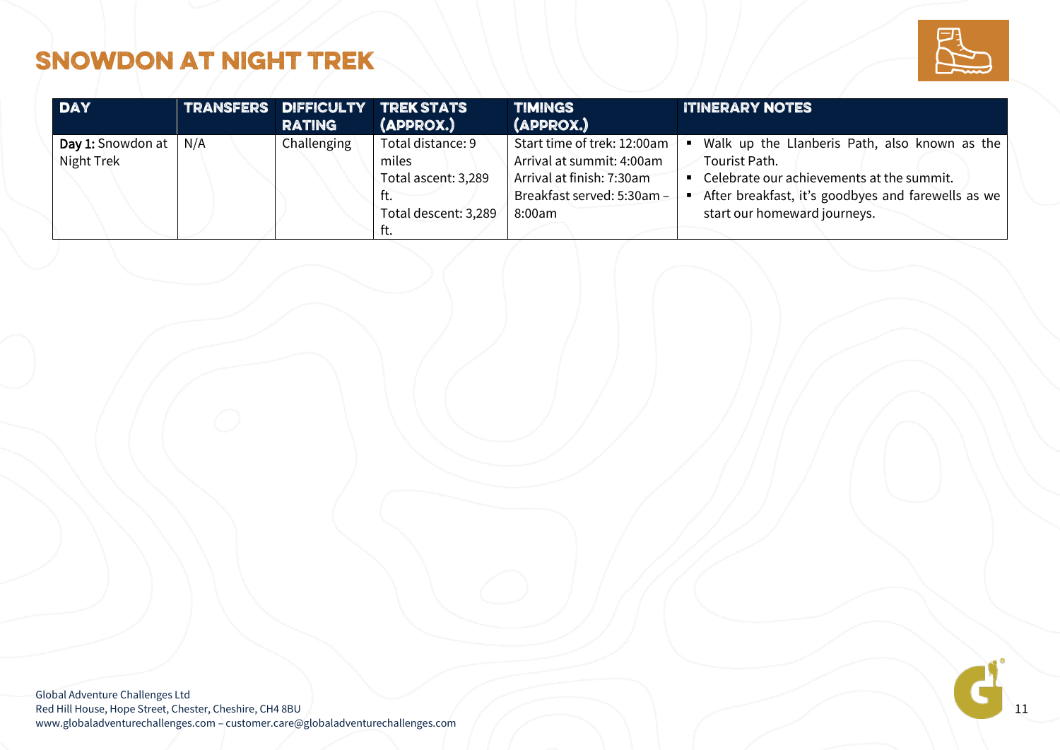# SNOWDON AT NIGHT TREK

| DAY | TRANSFERS | DIFFICULTY RATING | TREK STATS (APPROX.) | TIMINGS (APPROX.) | ITINERARY NOTES |
|---|---|---|---|---|---|
| **Day 1:** Snowdon at Night Trek | N/A | Challenging | Total distance: 9 miles<br>Total ascent: 3,289 ft.<br>Total descent: 3,289 ft. | Start time of trek: 12:00am<br>Arrival at summit: 4:00am<br>Arrival at finish: 7:30am<br>Breakfast served: 5:30am – 8:00am | ▪ Walk up the Llanberis Path, also known as the Tourist Path.<br>▪ Celebrate our achievements at the summit.<br>▪ After breakfast, it's goodbyes and farewells as we start our homeward journeys. |

Global Adventure Challenges Ltd
Red Hill House, Hope Street, Chester, Cheshire, CH4 8BU
www.globaladventurechallenges.com – customer.care@globaladventurechallenges.com